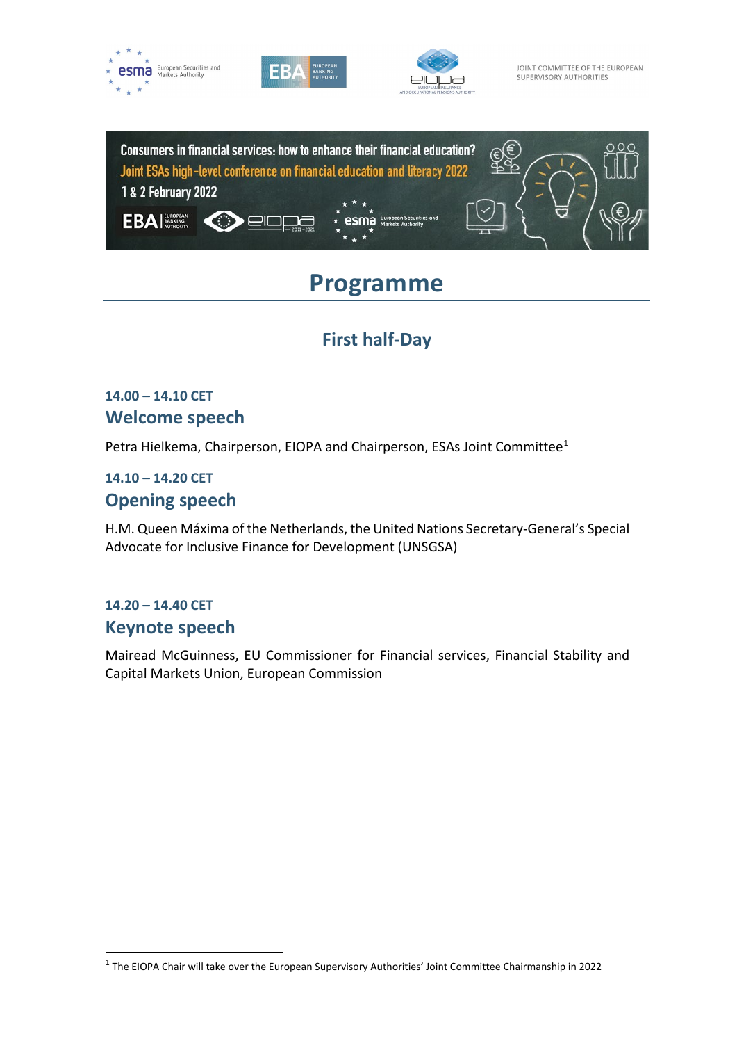JOINT COMMITTEE OF THE EUROPEAN SUPERVISORY AUTHORITIES

Consumers in financial services: how to enhance their financial education?

Joint ESAs high-level conference on financial education and literacy 2022

1 & 2 February 2022

# Programme

## First half-Day

### 14.00 – 14.10 CET
### Welcome speech

Petra Hielkema, Chairperson, EIOPA and Chairperson, ESAs Joint Committee[1]

### 14.10 – 14.20 CET
### Opening speech

H.M. Queen Máxima of the Netherlands, the United Nations Secretary-General's Special Advocate for Inclusive Finance for Development (UNSGSA)

### 14.20 – 14.40 CET
### Keynote speech

Mairead McGuinness, EU Commissioner for Financial services, Financial Stability and Capital Markets Union, European Commission

---

[1] The EIOPA Chair will take over the European Supervisory Authorities' Joint Committee Chairmanship in 2022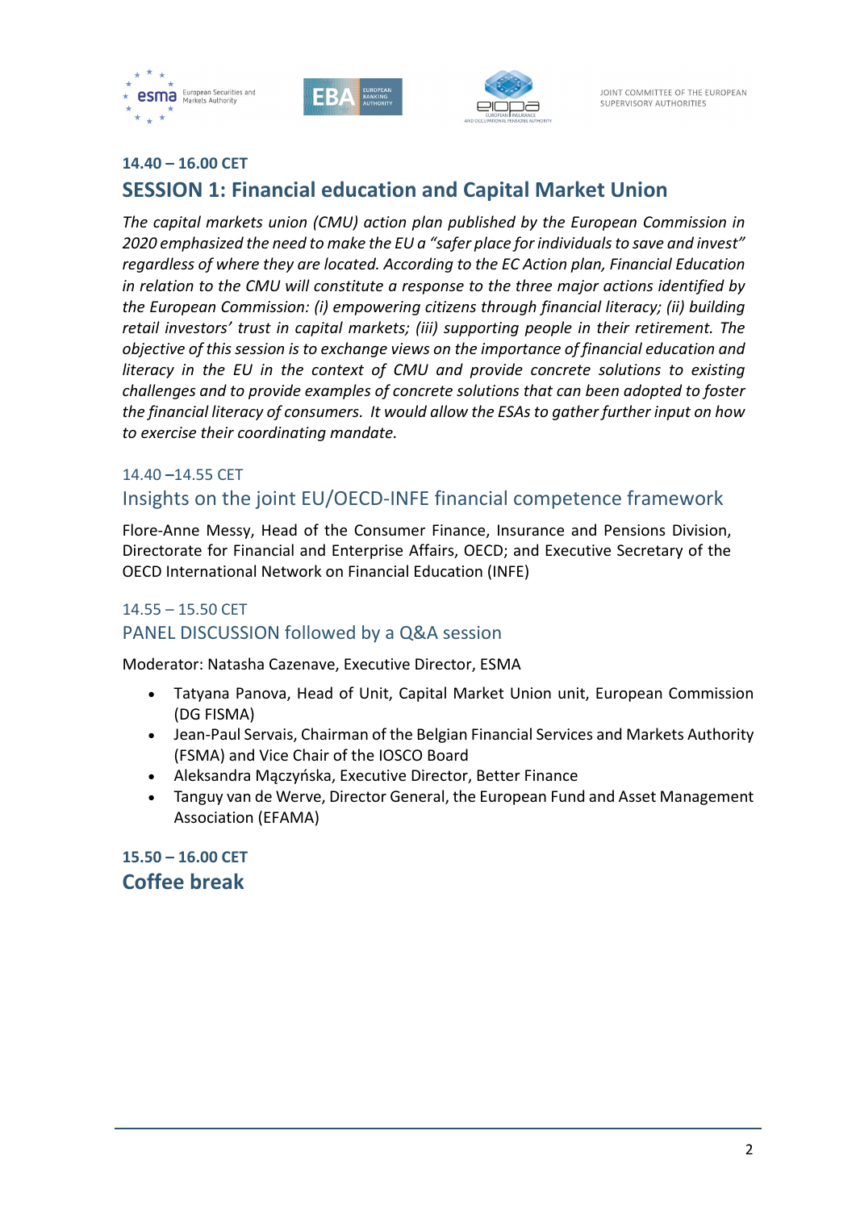**14.40 – 16.00 CET**

## SESSION 1: Financial education and Capital Market Union

*The capital markets union (CMU) action plan published by the European Commission in 2020 emphasized the need to make the EU a "safer place for individuals to save and invest" regardless of where they are located. According to the EC Action plan, Financial Education in relation to the CMU will constitute a response to the three major actions identified by the European Commission: (i) empowering citizens through financial literacy; (ii) building retail investors' trust in capital markets; (iii) supporting people in their retirement. The objective of this session is to exchange views on the importance of financial education and literacy in the EU in the context of CMU and provide concrete solutions to existing challenges and to provide examples of concrete solutions that can been adopted to foster the financial literacy of consumers. It would allow the ESAs to gather further input on how to exercise their coordinating mandate.*

14.40 –14.55 CET

### Insights on the joint EU/OECD-INFE financial competence framework

Flore-Anne Messy, Head of the Consumer Finance, Insurance and Pensions Division, Directorate for Financial and Enterprise Affairs, OECD; and Executive Secretary of the OECD International Network on Financial Education (INFE)

14.55 – 15.50 CET

### PANEL DISCUSSION followed by a Q&A session

Moderator: Natasha Cazenave, Executive Director, ESMA

- Tatyana Panova, Head of Unit, Capital Market Union unit, European Commission (DG FISMA)
- Jean-Paul Servais, Chairman of the Belgian Financial Services and Markets Authority (FSMA) and Vice Chair of the IOSCO Board
- Aleksandra Mączyńska, Executive Director, Better Finance
- Tanguy van de Werve, Director General, the European Fund and Asset Management Association (EFAMA)

**15.50 – 16.00 CET**

## Coffee break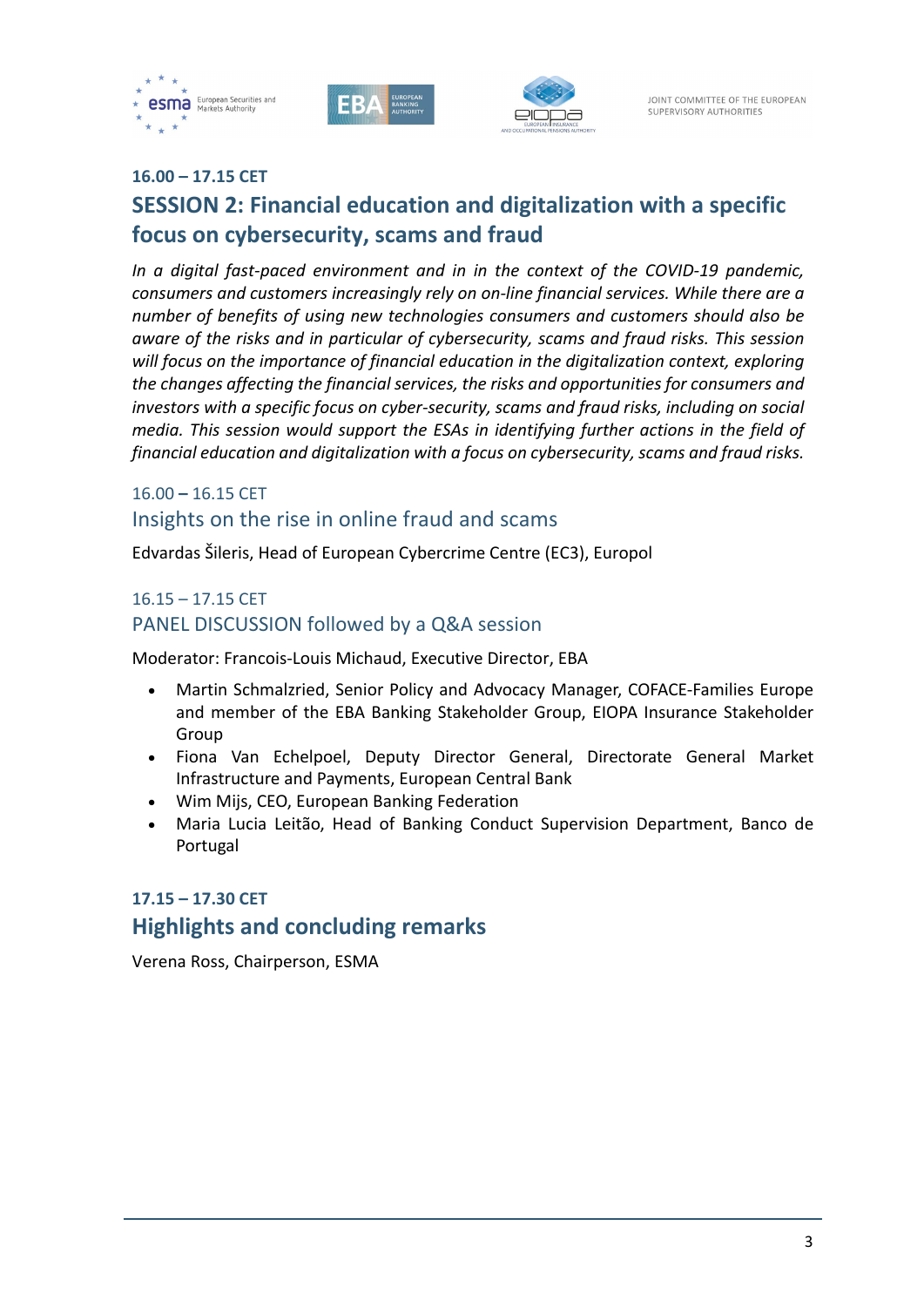**16.00 – 17.15 CET**

## SESSION 2: Financial education and digitalization with a specific focus on cybersecurity, scams and fraud

*In a digital fast-paced environment and in in the context of the COVID-19 pandemic, consumers and customers increasingly rely on on-line financial services. While there are a number of benefits of using new technologies consumers and customers should also be aware of the risks and in particular of cybersecurity, scams and fraud risks. This session will focus on the importance of financial education in the digitalization context, exploring the changes affecting the financial services, the risks and opportunities for consumers and investors with a specific focus on cyber-security, scams and fraud risks, including on social media. This session would support the ESAs in identifying further actions in the field of financial education and digitalization with a focus on cybersecurity, scams and fraud risks.*

16.00 – 16.15 CET

### Insights on the rise in online fraud and scams

Edvardas Šileris, Head of European Cybercrime Centre (EC3), Europol

16.15 – 17.15 CET

### PANEL DISCUSSION followed by a Q&A session

Moderator: Francois-Louis Michaud, Executive Director, EBA

- Martin Schmalzried, Senior Policy and Advocacy Manager, COFACE-Families Europe and member of the EBA Banking Stakeholder Group, EIOPA Insurance Stakeholder Group
- Fiona Van Echelpoel, Deputy Director General, Directorate General Market Infrastructure and Payments, European Central Bank
- Wim Mijs, CEO, European Banking Federation
- Maria Lucia Leitão, Head of Banking Conduct Supervision Department, Banco de Portugal

**17.15 – 17.30 CET**

## Highlights and concluding remarks

Verena Ross, Chairperson, ESMA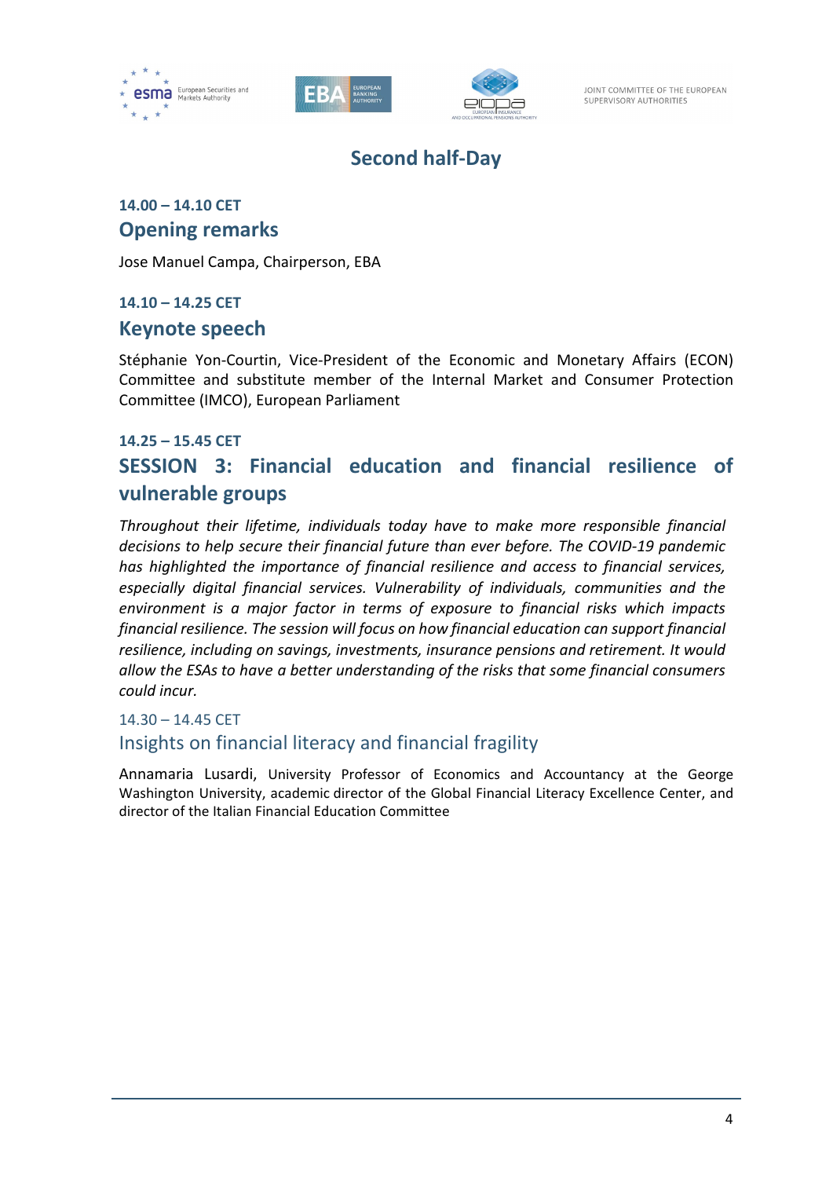## Second half-Day

**14.00 – 14.10 CET**

### Opening remarks

Jose Manuel Campa, Chairperson, EBA

**14.10 – 14.25 CET**

### Keynote speech

Stéphanie Yon-Courtin, Vice-President of the Economic and Monetary Affairs (ECON) Committee and substitute member of the Internal Market and Consumer Protection Committee (IMCO), European Parliament

**14.25 – 15.45 CET**

### SESSION 3: Financial education and financial resilience of vulnerable groups

*Throughout their lifetime, individuals today have to make more responsible financial decisions to help secure their financial future than ever before. The COVID-19 pandemic has highlighted the importance of financial resilience and access to financial services, especially digital financial services. Vulnerability of individuals, communities and the environment is a major factor in terms of exposure to financial risks which impacts financial resilience. The session will focus on how financial education can support financial resilience, including on savings, investments, insurance pensions and retirement. It would allow the ESAs to have a better understanding of the risks that some financial consumers could incur.*

14.30 – 14.45 CET

#### Insights on financial literacy and financial fragility

Annamaria Lusardi, University Professor of Economics and Accountancy at the George Washington University, academic director of the Global Financial Literacy Excellence Center, and director of the Italian Financial Education Committee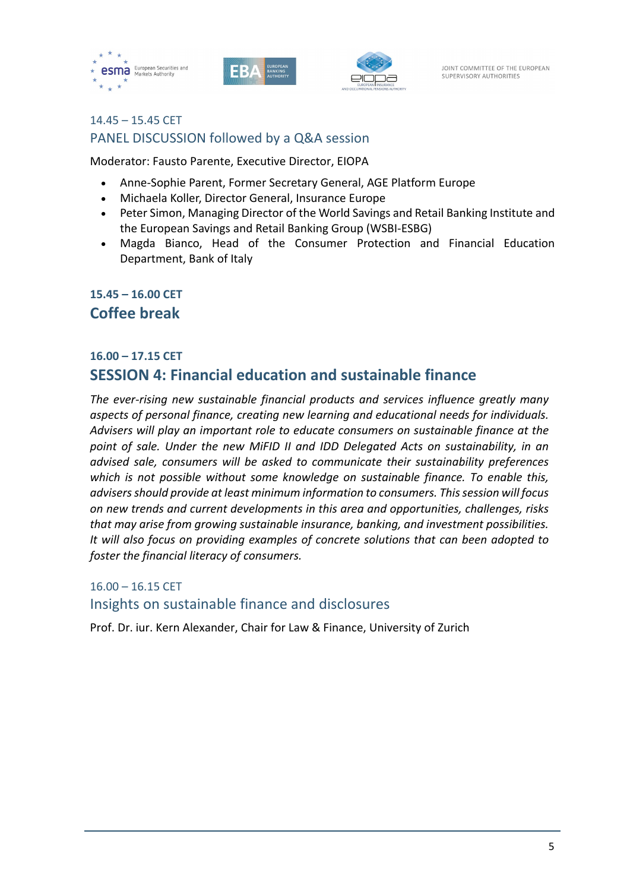14.45 – 15.45 CET

### PANEL DISCUSSION followed by a Q&A session

Moderator: Fausto Parente, Executive Director, EIOPA

- Anne-Sophie Parent, Former Secretary General, AGE Platform Europe
- Michaela Koller, Director General, Insurance Europe
- Peter Simon, Managing Director of the World Savings and Retail Banking Institute and the European Savings and Retail Banking Group (WSBI-ESBG)
- Magda Bianco, Head of the Consumer Protection and Financial Education Department, Bank of Italy

**15.45 – 16.00 CET**

## Coffee break

**16.00 – 17.15 CET**

## SESSION 4: Financial education and sustainable finance

*The ever-rising new sustainable financial products and services influence greatly many aspects of personal finance, creating new learning and educational needs for individuals. Advisers will play an important role to educate consumers on sustainable finance at the point of sale. Under the new MiFID II and IDD Delegated Acts on sustainability, in an advised sale, consumers will be asked to communicate their sustainability preferences which is not possible without some knowledge on sustainable finance. To enable this, advisers should provide at least minimum information to consumers. This session will focus on new trends and current developments in this area and opportunities, challenges, risks that may arise from growing sustainable insurance, banking, and investment possibilities. It will also focus on providing examples of concrete solutions that can been adopted to foster the financial literacy of consumers.*

16.00 – 16.15 CET

### Insights on sustainable finance and disclosures

Prof. Dr. iur. Kern Alexander, Chair for Law & Finance, University of Zurich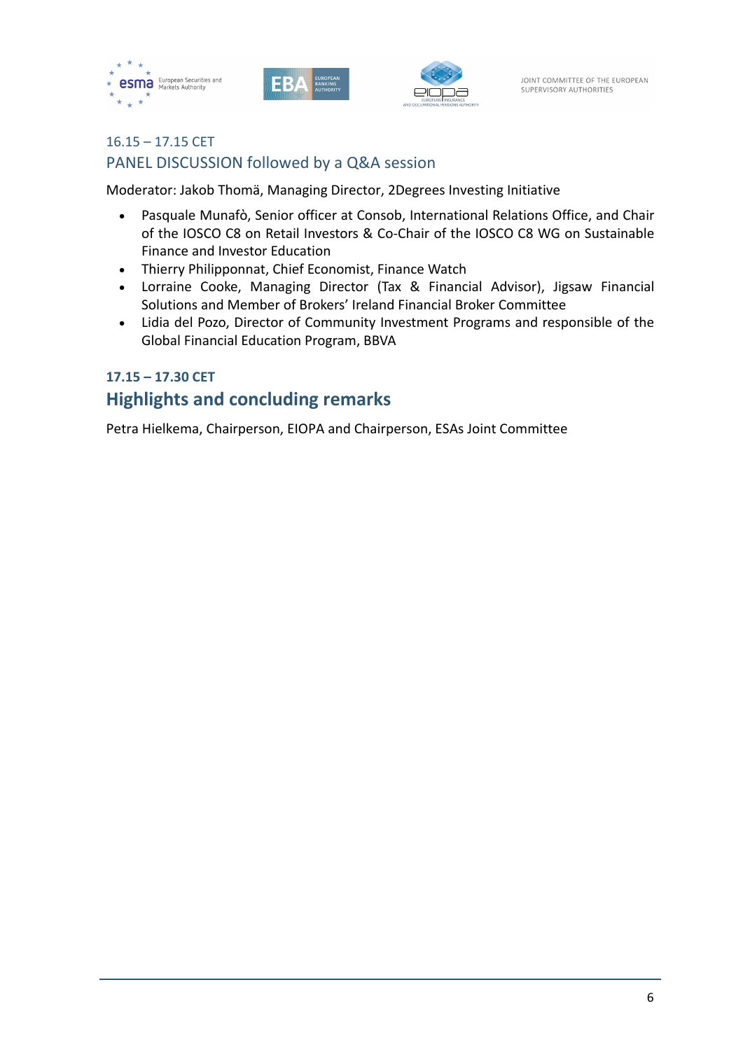### 16.15 – 17.15 CET

## PANEL DISCUSSION followed by a Q&A session

Moderator: Jakob Thomä, Managing Director, 2Degrees Investing Initiative

- Pasquale Munafò, Senior officer at Consob, International Relations Office, and Chair of the IOSCO C8 on Retail Investors & Co-Chair of the IOSCO C8 WG on Sustainable Finance and Investor Education
- Thierry Philipponnat, Chief Economist, Finance Watch
- Lorraine Cooke, Managing Director (Tax & Financial Advisor), Jigsaw Financial Solutions and Member of Brokers' Ireland Financial Broker Committee
- Lidia del Pozo, Director of Community Investment Programs and responsible of the Global Financial Education Program, BBVA

### 17.15 – 17.30 CET

## Highlights and concluding remarks

Petra Hielkema, Chairperson, EIOPA and Chairperson, ESAs Joint Committee